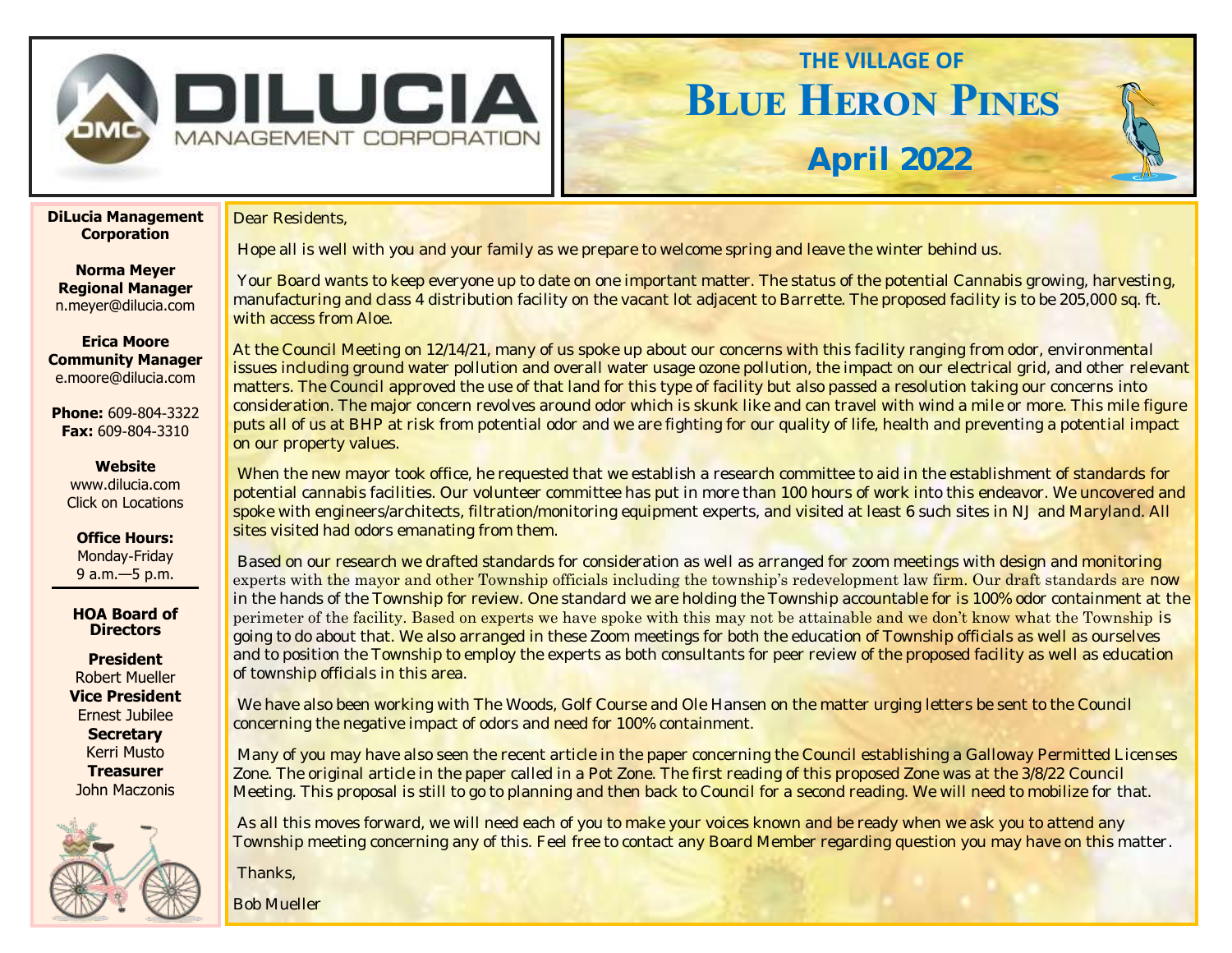DILUCIA MANAGEMENT CORPORATION

# THE VILLAGE OF BLUE HERON PINES

## April 2022

**DiLucia Management Corporation**

**Norma Meyer**
**Regional Manager**
n.meyer@dilucia.com

**Erica Moore**
**Community Manager**
e.moore@dilucia.com

**Phone:** 609-804-3322
**Fax:** 609-804-3310

**Website**
www.dilucia.com
Click on Locations

**Office Hours:**
Monday-Friday
9 a.m.—5 p.m.

**HOA Board of Directors**

**President**
Robert Mueller
**Vice President**
Ernest Jubilee
**Secretary**
Kerri Musto
**Treasurer**
John Maczonis

Dear Residents,

Hope all is well with you and your family as we prepare to welcome spring and leave the winter behind us.

Your Board wants to keep everyone up to date on one important matter. The status of the potential Cannabis growing, harvesting, manufacturing and class 4 distribution facility on the vacant lot adjacent to Barrette. The proposed facility is to be 205,000 sq. ft. with access from Aloe.

At the Council Meeting on 12/14/21, many of us spoke up about our concerns with this facility ranging from odor, environmental issues including ground water pollution and overall water usage ozone pollution, the impact on our electrical grid, and other relevant matters. The Council approved the use of that land for this type of facility but also passed a resolution taking our concerns into consideration. The major concern revolves around odor which is skunk like and can travel with wind a mile or more. This mile figure puts all of us at BHP at risk from potential odor and we are fighting for our quality of life, health and preventing a potential impact on our property values.

When the new mayor took office, he requested that we establish a research committee to aid in the establishment of standards for potential cannabis facilities. Our volunteer committee has put in more than 100 hours of work into this endeavor. We uncovered and spoke with engineers/architects, filtration/monitoring equipment experts, and visited at least 6 such sites in NJ and Maryland. All sites visited had odors emanating from them.

Based on our research we drafted standards for consideration as well as arranged for zoom meetings with design and monitoring experts with the mayor and other Township officials including the township's redevelopment law firm. Our draft standards are now in the hands of the Township for review. One standard we are holding the Township accountable for is 100% odor containment at the perimeter of the facility. Based on experts we have spoke with this may not be attainable and we don't know what the Township is going to do about that. We also arranged in these Zoom meetings for both the education of Township officials as well as ourselves and to position the Township to employ the experts as both consultants for peer review of the proposed facility as well as education of township officials in this area.

We have also been working with The Woods, Golf Course and Ole Hansen on the matter urging letters be sent to the Council concerning the negative impact of odors and need for 100% containment.

Many of you may have also seen the recent article in the paper concerning the Council establishing a Galloway Permitted Licenses Zone. The original article in the paper called in a Pot Zone. The first reading of this proposed Zone was at the 3/8/22 Council Meeting. This proposal is still to go to planning and then back to Council for a second reading. We will need to mobilize for that.

As all this moves forward, we will need each of you to make your voices known and be ready when we ask you to attend any Township meeting concerning any of this. Feel free to contact any Board Member regarding question you may have on this matter.

Thanks,

Bob Mueller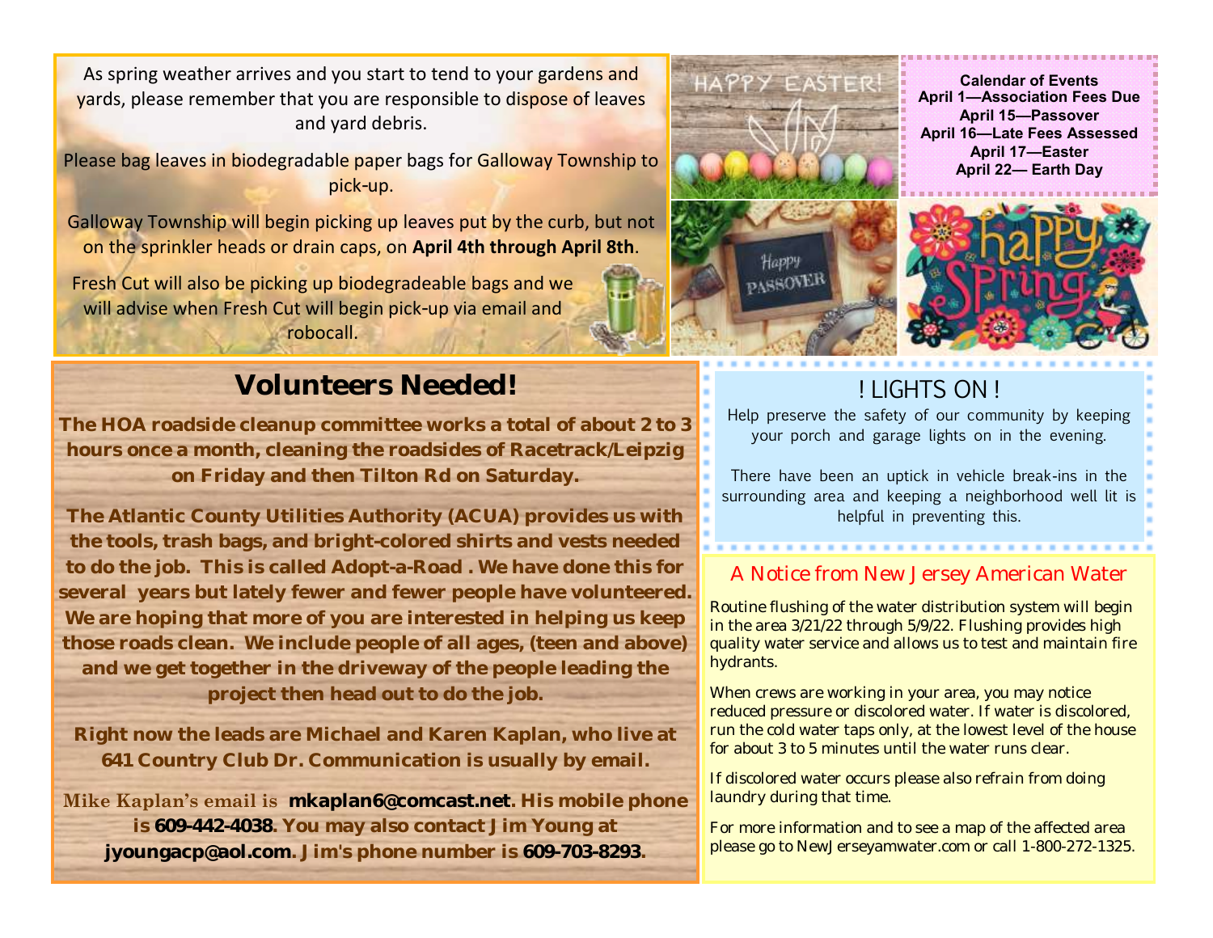As spring weather arrives and you start to tend to your gardens and yards, please remember that you are responsible to dispose of leaves and yard debris.

Please bag leaves in biodegradable paper bags for Galloway Township to pick-up.

Galloway Township will begin picking up leaves put by the curb, but not on the sprinkler heads or drain caps, on **April 4th through April 8th**.

Fresh Cut will also be picking up biodegradeable bags and we will advise when Fresh Cut will begin pick-up via email and robocall.

**Calendar of Events**
**April 1—Association Fees Due**
**April 15—Passover**
**April 16—Late Fees Assessed**
**April 17—Easter**
**April 22— Earth Day**

## Volunteers Needed!

**The HOA roadside cleanup committee works a total of about 2 to 3 hours once a month, cleaning the roadsides of Racetrack/Leipzig on Friday and then Tilton Rd on Saturday.**

**The Atlantic County Utilities Authority (ACUA) provides us with the tools, trash bags, and bright-colored shirts and vests needed to do the job. This is called Adopt-a-Road . We have done this for several years but lately fewer and fewer people have volunteered. We are hoping that more of you are interested in helping us keep those roads clean. We include people of all ages, (teen and above) and we get together in the driveway of the people leading the project then head out to do the job.**

**Right now the leads are Michael and Karen Kaplan, who live at 641 Country Club Dr. Communication is usually by email.**

**Mike Kaplan's email is mkaplan6@comcast.net. His mobile phone is 609-442-4038. You may also contact Jim Young at jyoungacp@aol.com. Jim's phone number is 609-703-8293.**

## ! LIGHTS ON !

Help preserve the safety of our community by keeping your porch and garage lights on in the evening.

There have been an uptick in vehicle break-ins in the surrounding area and keeping a neighborhood well lit is helpful in preventing this.

## A Notice from New Jersey American Water

Routine flushing of the water distribution system will begin in the area 3/21/22 through 5/9/22. Flushing provides high quality water service and allows us to test and maintain fire hydrants.

When crews are working in your area, you may notice reduced pressure or discolored water. If water is discolored, run the cold water taps only, at the lowest level of the house for about 3 to 5 minutes until the water runs clear.

If discolored water occurs please also refrain from doing laundry during that time.

For more information and to see a map of the affected area please go to NewJerseyamwater.com or call 1-800-272-1325.